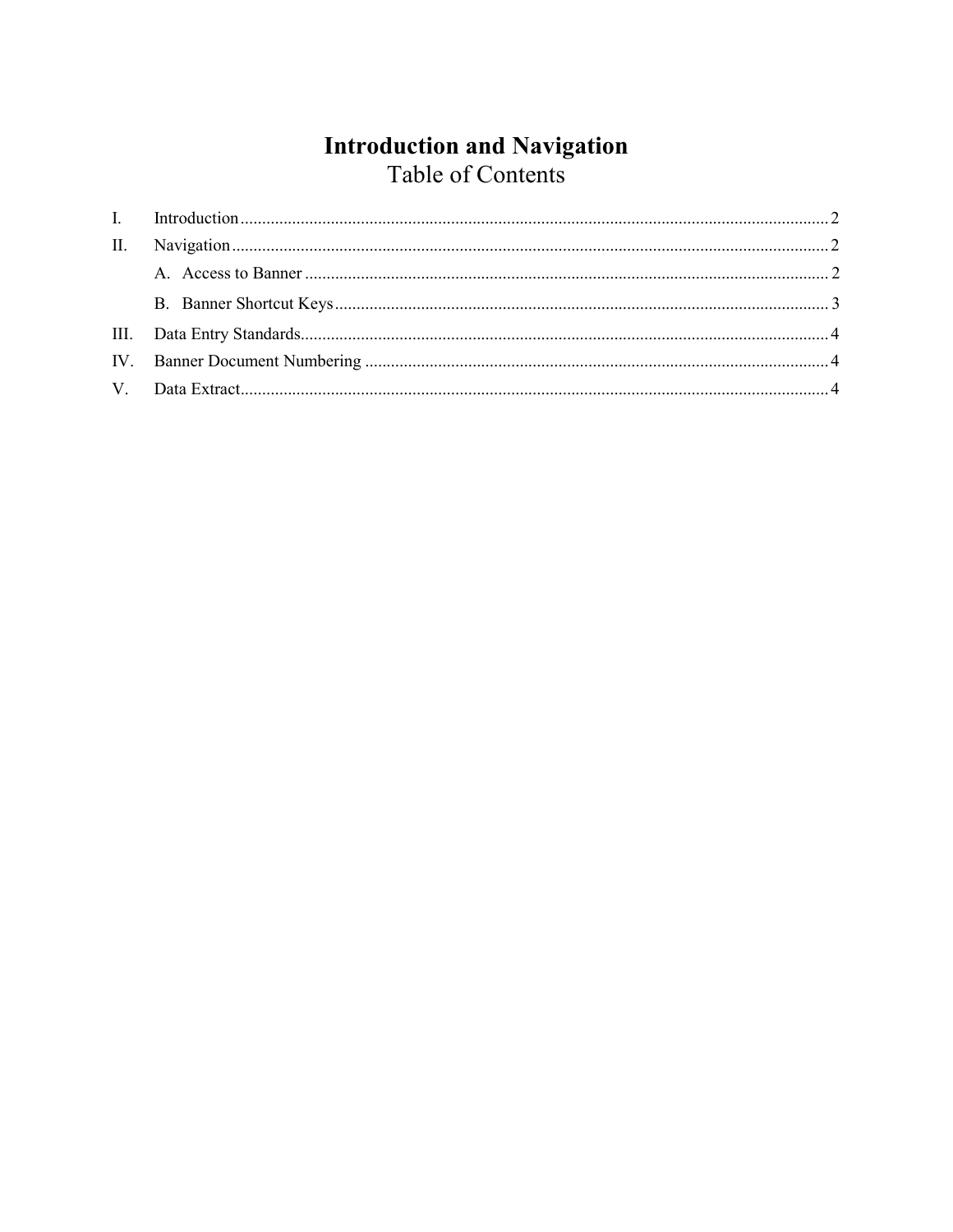# Introduction and Navigation

## Table of Contents

I. Introduction ........................................................ 2

II. Navigation ........................................................ 2

  A. Access to Banner ........................................................ 2

  B. Banner Shortcut Keys ........................................................ 3

III. Data Entry Standards ........................................................ 4

IV. Banner Document Numbering ........................................................ 4

V. Data Extract ........................................................ 4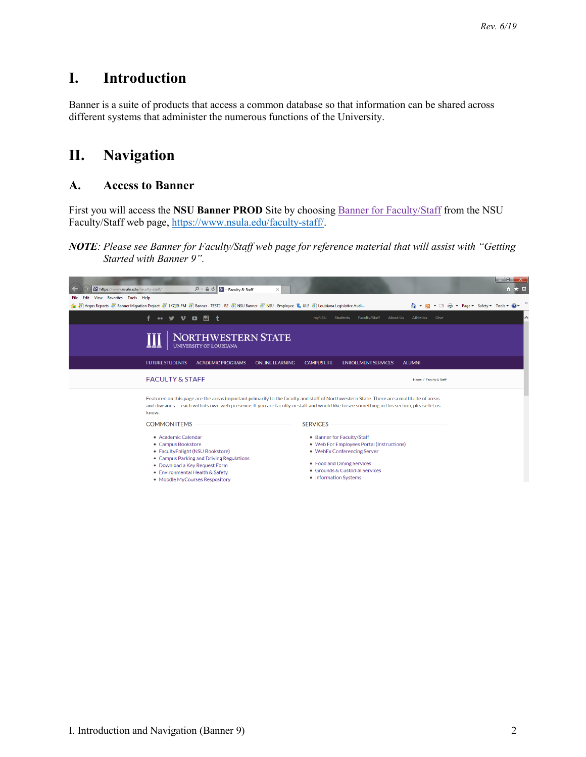# I. Introduction

Banner is a suite of products that access a common database so that information can be shared across different systems that administer the numerous functions of the University.

# II. Navigation

## A. Access to Banner

First you will access the **NSU Banner PROD** Site by choosing Banner for Faculty/Staff from the NSU Faculty/Staff web page, https://www.nsula.edu/faculty-staff/.

***NOTE****: Please see Banner for Faculty/Staff web page for reference material that will assist with "Getting Started with Banner 9".*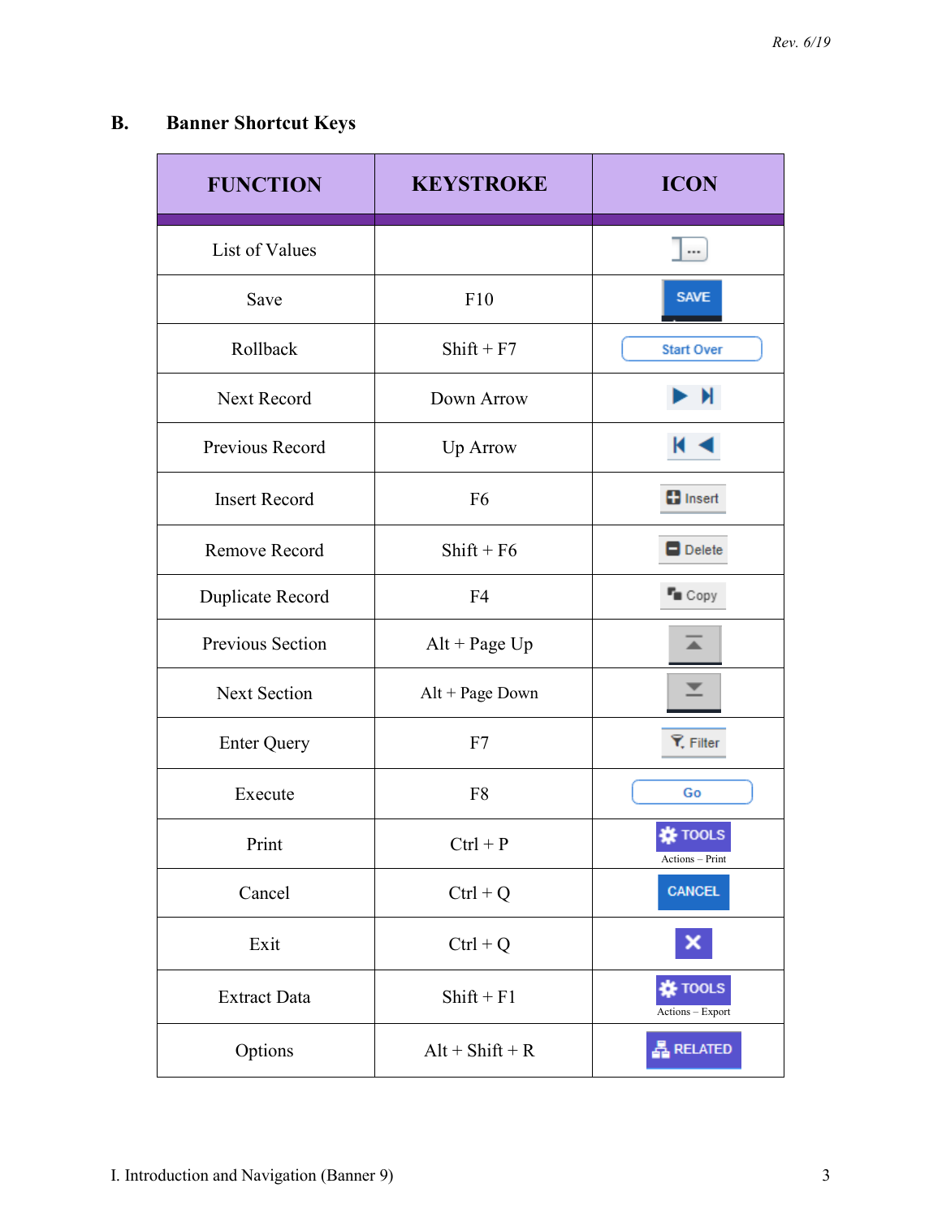## B. Banner Shortcut Keys

| FUNCTION | KEYSTROKE | ICON |
|---|---|---|
| List of Values | | ... |
| Save | F10 | SAVE |
| Rollback | Shift + F7 | Start Over |
| Next Record | Down Arrow | ▶ ⏭ |
| Previous Record | Up Arrow | ⏮ ◀ |
| Insert Record | F6 | Insert |
| Remove Record | Shift + F6 | Delete |
| Duplicate Record | F4 | Copy |
| Previous Section | Alt + Page Up | |
| Next Section | Alt + Page Down | |
| Enter Query | F7 | Filter |
| Execute | F8 | Go |
| Print | Ctrl + P | TOOLS Actions – Print |
| Cancel | Ctrl + Q | CANCEL |
| Exit | Ctrl + Q | ✕ |
| Extract Data | Shift + F1 | TOOLS Actions – Export |
| Options | Alt + Shift + R | RELATED |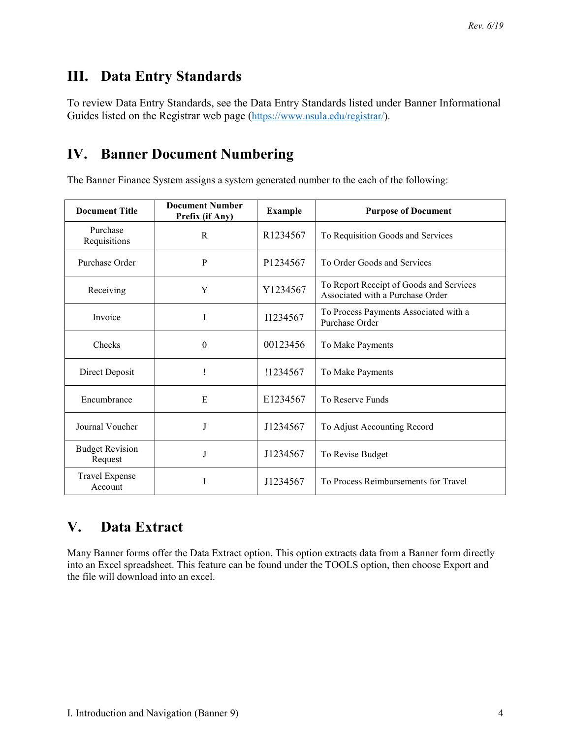## III. Data Entry Standards

To review Data Entry Standards, see the Data Entry Standards listed under Banner Informational Guides listed on the Registrar web page (https://www.nsula.edu/registrar/).

## IV. Banner Document Numbering

The Banner Finance System assigns a system generated number to the each of the following:

| Document Title | Document Number Prefix (if Any) | Example | Purpose of Document |
|---|---|---|---|
| Purchase Requisitions | R | R1234567 | To Requisition Goods and Services |
| Purchase Order | P | P1234567 | To Order Goods and Services |
| Receiving | Y | Y1234567 | To Report Receipt of Goods and Services Associated with a Purchase Order |
| Invoice | I | I1234567 | To Process Payments Associated with a Purchase Order |
| Checks | 0 | 00123456 | To Make Payments |
| Direct Deposit | ! | !1234567 | To Make Payments |
| Encumbrance | E | E1234567 | To Reserve Funds |
| Journal Voucher | J | J1234567 | To Adjust Accounting Record |
| Budget Revision Request | J | J1234567 | To Revise Budget |
| Travel Expense Account | I | J1234567 | To Process Reimbursements for Travel |

## V. Data Extract

Many Banner forms offer the Data Extract option. This option extracts data from a Banner form directly into an Excel spreadsheet. This feature can be found under the TOOLS option, then choose Export and the file will download into an excel.